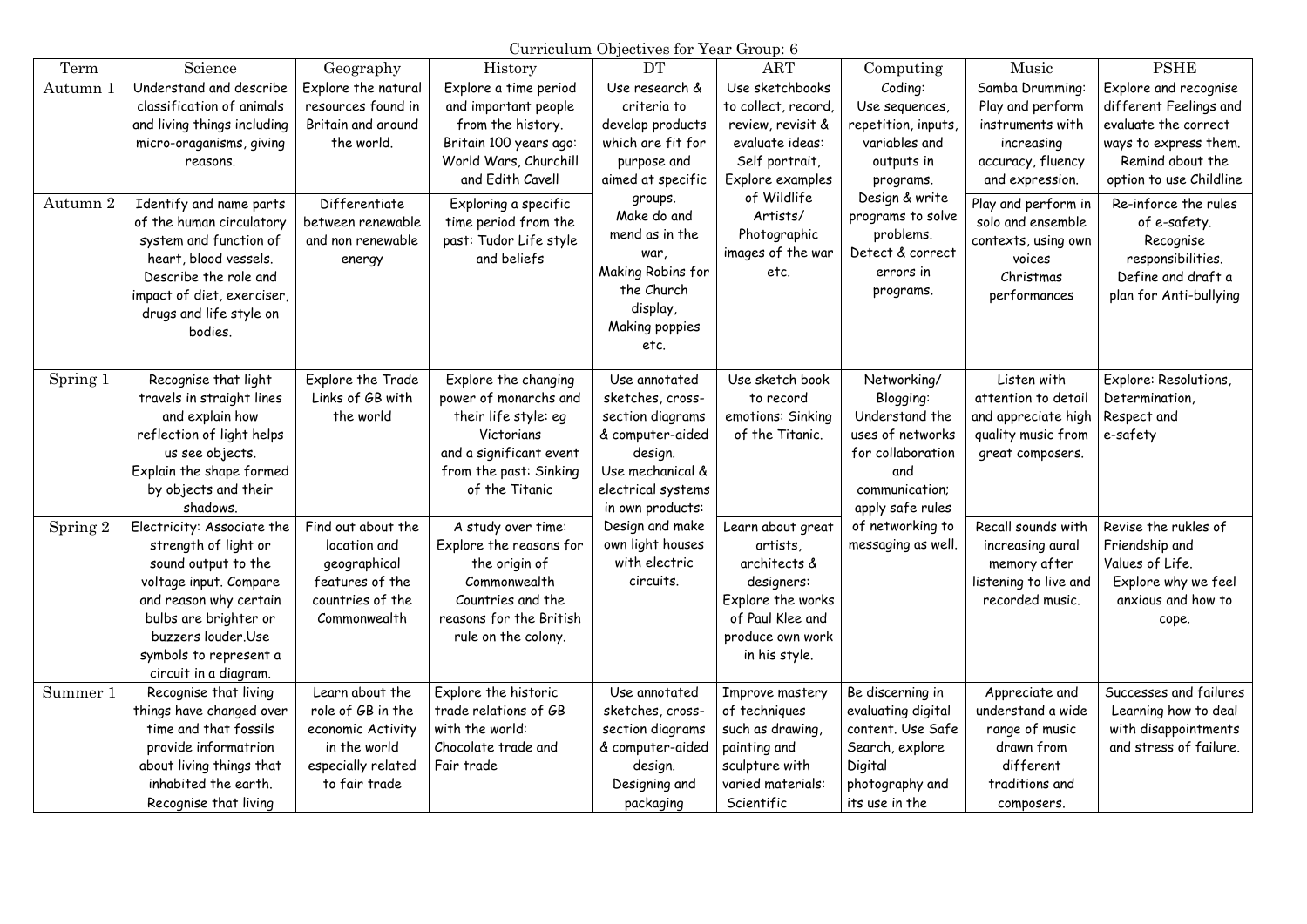Curriculum Objectives for Year Group: 6

| Term | Science | Geography | History | DT | ART | Computing | Music | PSHE |
|---|---|---|---|---|---|---|---|---|
| Autumn 1 | Understand and describe classification of animals and living things including micro-oraganisms, giving reasons. | Explore the natural resources found in Britain and around the world. | Explore a time period and important people from the history. Britain 100 years ago: World Wars, Churchill and Edith Cavell | Use research & criteria to develop products which are fit for purpose and aimed at specific groups. Make do and mend as in the war, Making Robins for the Church display, Making poppies etc. | Use sketchbooks to collect, record, review, revisit & evaluate ideas: Self portrait, Explore examples of Wildlife Artists/ Photographic images of the war etc. | Coding: Use sequences, repetition, inputs, variables and outputs in programs. Design & write programs to solve problems. Detect & correct errors in programs. | Samba Drumming: Play and perform instruments with increasing accuracy, fluency and expression. | Explore and recognise different Feelings and evaluate the correct ways to express them. Remind about the option to use Childline |
| Autumn 2 | Identify and name parts of the human circulatory system and function of heart, blood vessels. Describe the role and impact of diet, exerciser, drugs and life style on bodies. | Differentiate between renewable and non renewable energy | Exploring a specific time period from the past: Tudor Life style and beliefs | | | | Play and perform in solo and ensemble contexts, using own voices Christmas performances | Re-inforce the rules of e-safety. Recognise responsibilities. Define and draft a plan for Anti-bullying |
| Spring 1 | Recognise that light travels in straight lines and explain how reflection of light helps us see objects. Explain the shape formed by objects and their shadows. | Explore the Trade Links of GB with the world | Explore the changing power of monarchs and their life style: eg Victorians and a significant event from the past: Sinking of the Titanic | Use annotated sketches, cross-section diagrams & computer-aided design. Use mechanical & electrical systems in own products: Design and make own light houses with electric circuits. | Use sketch book to record emotions: Sinking of the Titanic. | Networking/ Blogging: Understand the uses of networks for collaboration and communication; apply safe rules of networking to messaging as well. | Listen with attention to detail and appreciate high quality music from great composers. | Explore: Resolutions, Determination, Respect and e-safety |
| Spring 2 | Electricity: Associate the strength of light or sound output to the voltage input. Compare and reason why certain bulbs are brighter or buzzers louder.Use symbols to represent a circuit in a diagram. | Find out about the location and geographical features of the countries of the Commonwealth | A study over time: Explore the reasons for the origin of Commonwealth Countries and the reasons for the British rule on the colony. | | Learn about great artists, architects & designers: Explore the works of Paul Klee and produce own work in his style. | | Recall sounds with increasing aural memory after listening to live and recorded music. | Revise the rukles of Friendship and Values of Life. Explore why we feel anxious and how to cope. |
| Summer 1 | Recognise that living things have changed over time and that fossils provide informatrion about living things that inhabited the earth. Recognise that living | Learn about the role of GB in the economic Activity in the world especially related to fair trade | Explore the historic trade relations of GB with the world: Chocolate trade and Fair trade | Use annotated sketches, cross-section diagrams & computer-aided design. Designing and packaging | Improve mastery of techniques such as drawing, painting and sculpture with varied materials: Scientific | Be discerning in evaluating digital content. Use Safe Search, explore Digital photography and its use in the | Appreciate and understand a wide range of music drawn from different traditions and composers. | Successes and failures Learning how to deal with disappointments and stress of failure. |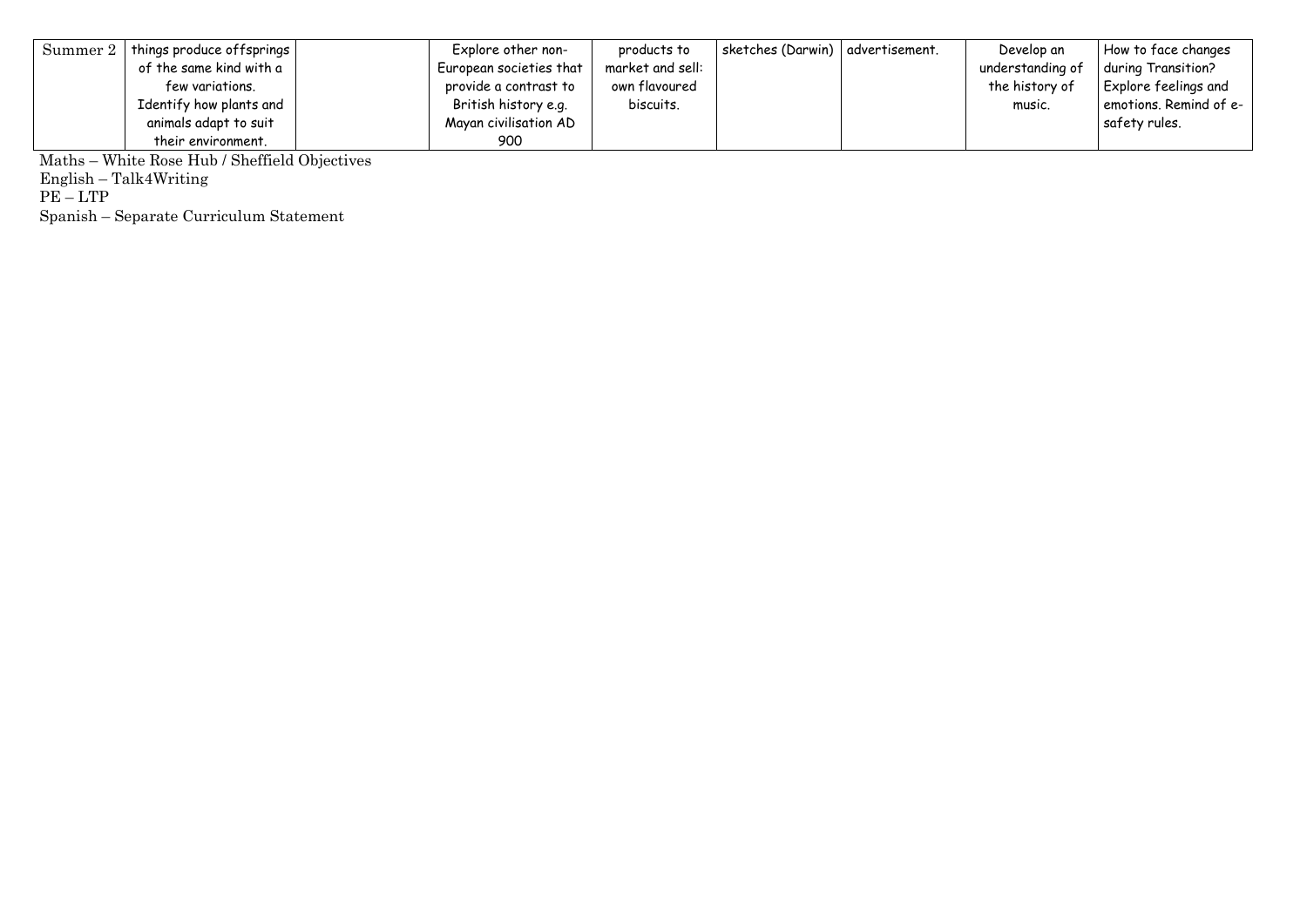| | | | | | | | | |
|---|---|---|---|---|---|---|---|---|
| Summer 2 | things produce offsprings of the same kind with a few variations. Identify how plants and animals adapt to suit their environment. | | Explore other non-European societies that provide a contrast to British history e.g. Mayan civilisation AD 900 | products to market and sell: own flavoured biscuits. | sketches (Darwin) | advertisement. | Develop an understanding of the history of music. | How to face changes during Transition? Explore feelings and emotions. Remind of e-safety rules. |

Maths – White Rose Hub / Sheffield Objectives

English – Talk4Writing

PE – LTP

Spanish – Separate Curriculum Statement